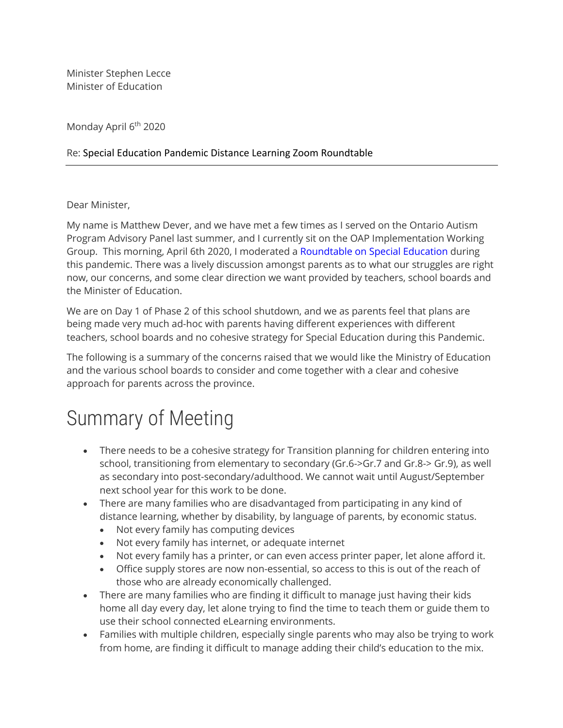Minister Stephen Lecce
Minister of Education

Monday April 6th 2020

Re: Special Education Pandemic Distance Learning Zoom Roundtable

---

Dear Minister,

My name is Matthew Dever, and we have met a few times as I served on the Ontario Autism Program Advisory Panel last summer, and I currently sit on the OAP Implementation Working Group. This morning, April 6th 2020, I moderated a Roundtable on Special Education during this pandemic. There was a lively discussion amongst parents as to what our struggles are right now, our concerns, and some clear direction we want provided by teachers, school boards and the Minister of Education.

We are on Day 1 of Phase 2 of this school shutdown, and we as parents feel that plans are being made very much ad-hoc with parents having different experiences with different teachers, school boards and no cohesive strategy for Special Education during this Pandemic.

The following is a summary of the concerns raised that we would like the Ministry of Education and the various school boards to consider and come together with a clear and cohesive approach for parents across the province.

# Summary of Meeting

- There needs to be a cohesive strategy for Transition planning for children entering into school, transitioning from elementary to secondary (Gr.6->Gr.7 and Gr.8-> Gr.9), as well as secondary into post-secondary/adulthood. We cannot wait until August/September next school year for this work to be done.
- There are many families who are disadvantaged from participating in any kind of distance learning, whether by disability, by language of parents, by economic status.
  - Not every family has computing devices
  - Not every family has internet, or adequate internet
  - Not every family has a printer, or can even access printer paper, let alone afford it.
  - Office supply stores are now non-essential, so access to this is out of the reach of those who are already economically challenged.
- There are many families who are finding it difficult to manage just having their kids home all day every day, let alone trying to find the time to teach them or guide them to use their school connected eLearning environments.
- Families with multiple children, especially single parents who may also be trying to work from home, are finding it difficult to manage adding their child's education to the mix.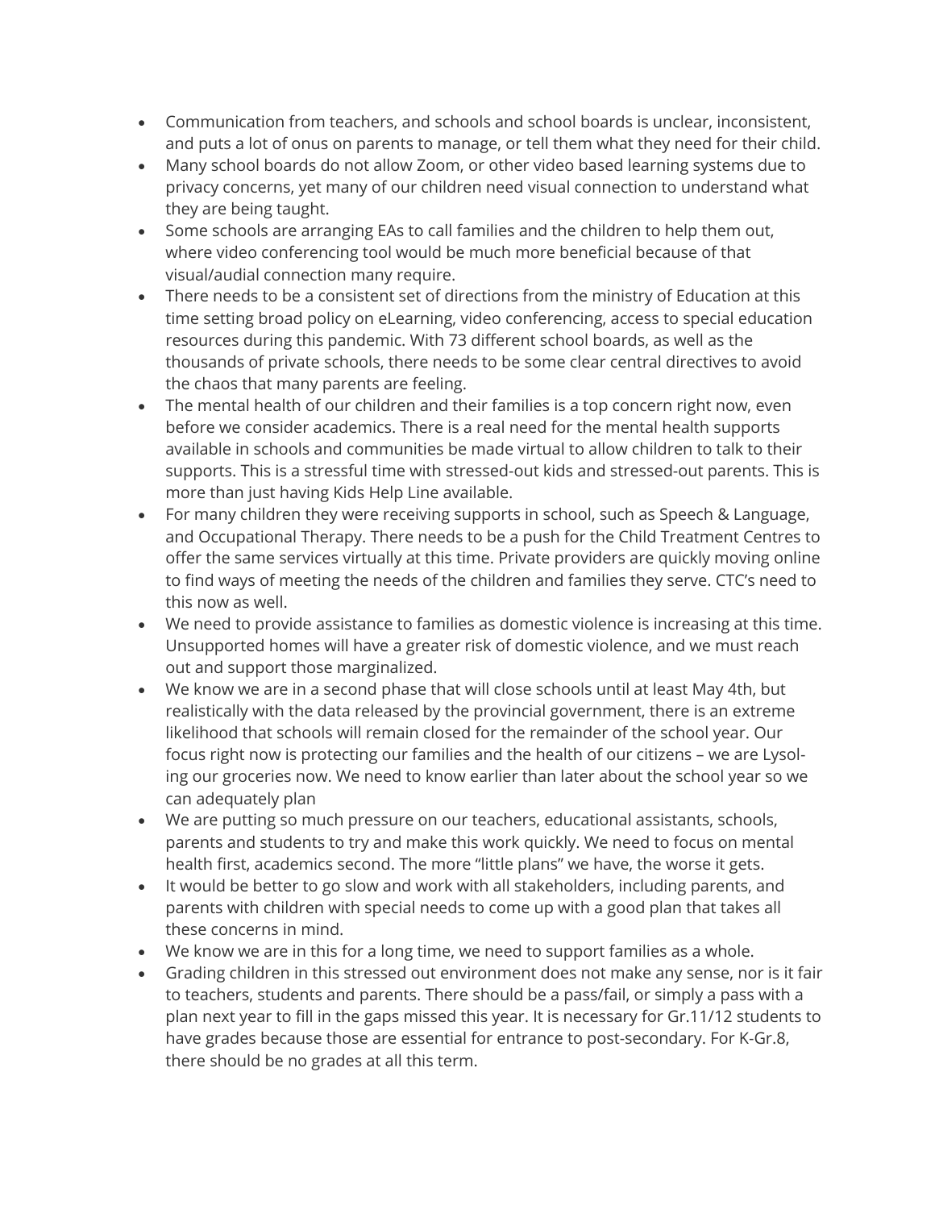- Communication from teachers, and schools and school boards is unclear, inconsistent, and puts a lot of onus on parents to manage, or tell them what they need for their child.
- Many school boards do not allow Zoom, or other video based learning systems due to privacy concerns, yet many of our children need visual connection to understand what they are being taught.
- Some schools are arranging EAs to call families and the children to help them out, where video conferencing tool would be much more beneficial because of that visual/audial connection many require.
- There needs to be a consistent set of directions from the ministry of Education at this time setting broad policy on eLearning, video conferencing, access to special education resources during this pandemic. With 73 different school boards, as well as the thousands of private schools, there needs to be some clear central directives to avoid the chaos that many parents are feeling.
- The mental health of our children and their families is a top concern right now, even before we consider academics. There is a real need for the mental health supports available in schools and communities be made virtual to allow children to talk to their supports. This is a stressful time with stressed-out kids and stressed-out parents. This is more than just having Kids Help Line available.
- For many children they were receiving supports in school, such as Speech & Language, and Occupational Therapy. There needs to be a push for the Child Treatment Centres to offer the same services virtually at this time. Private providers are quickly moving online to find ways of meeting the needs of the children and families they serve. CTC's need to this now as well.
- We need to provide assistance to families as domestic violence is increasing at this time. Unsupported homes will have a greater risk of domestic violence, and we must reach out and support those marginalized.
- We know we are in a second phase that will close schools until at least May 4th, but realistically with the data released by the provincial government, there is an extreme likelihood that schools will remain closed for the remainder of the school year. Our focus right now is protecting our families and the health of our citizens – we are Lysol-ing our groceries now. We need to know earlier than later about the school year so we can adequately plan
- We are putting so much pressure on our teachers, educational assistants, schools, parents and students to try and make this work quickly. We need to focus on mental health first, academics second. The more "little plans" we have, the worse it gets.
- It would be better to go slow and work with all stakeholders, including parents, and parents with children with special needs to come up with a good plan that takes all these concerns in mind.
- We know we are in this for a long time, we need to support families as a whole.
- Grading children in this stressed out environment does not make any sense, nor is it fair to teachers, students and parents. There should be a pass/fail, or simply a pass with a plan next year to fill in the gaps missed this year. It is necessary for Gr.11/12 students to have grades because those are essential for entrance to post-secondary. For K-Gr.8, there should be no grades at all this term.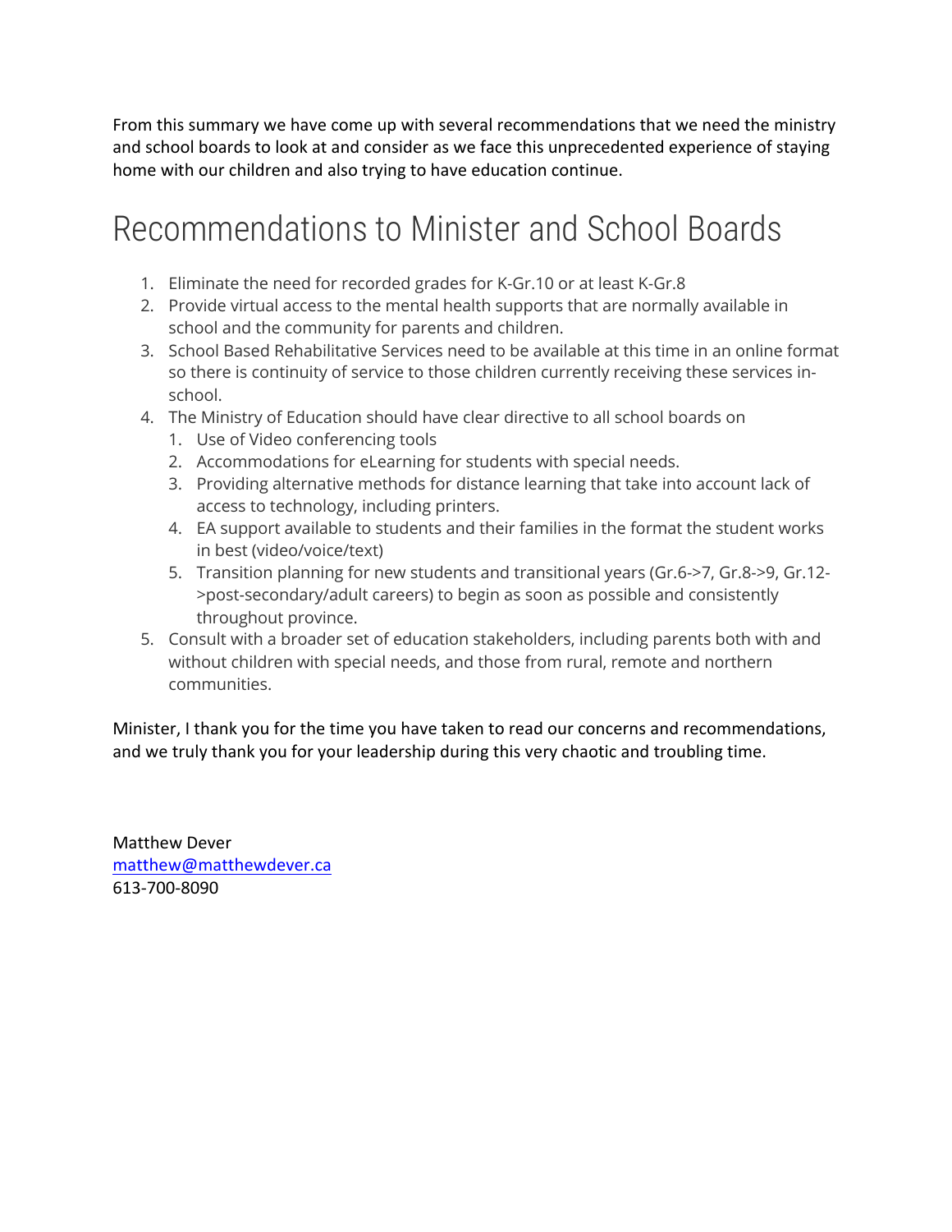From this summary we have come up with several recommendations that we need the ministry and school boards to look at and consider as we face this unprecedented experience of staying home with our children and also trying to have education continue.

# Recommendations to Minister and School Boards

1. Eliminate the need for recorded grades for K-Gr.10 or at least K-Gr.8
2. Provide virtual access to the mental health supports that are normally available in school and the community for parents and children.
3. School Based Rehabilitative Services need to be available at this time in an online format so there is continuity of service to those children currently receiving these services in-school.
4. The Ministry of Education should have clear directive to all school boards on
    1. Use of Video conferencing tools
    2. Accommodations for eLearning for students with special needs.
    3. Providing alternative methods for distance learning that take into account lack of access to technology, including printers.
    4. EA support available to students and their families in the format the student works in best (video/voice/text)
    5. Transition planning for new students and transitional years (Gr.6->7, Gr.8->9, Gr.12->post-secondary/adult careers) to begin as soon as possible and consistently throughout province.
5. Consult with a broader set of education stakeholders, including parents both with and without children with special needs, and those from rural, remote and northern communities.

Minister, I thank you for the time you have taken to read our concerns and recommendations, and we truly thank you for your leadership during this very chaotic and troubling time.

Matthew Dever
matthew@matthewdever.ca
613-700-8090